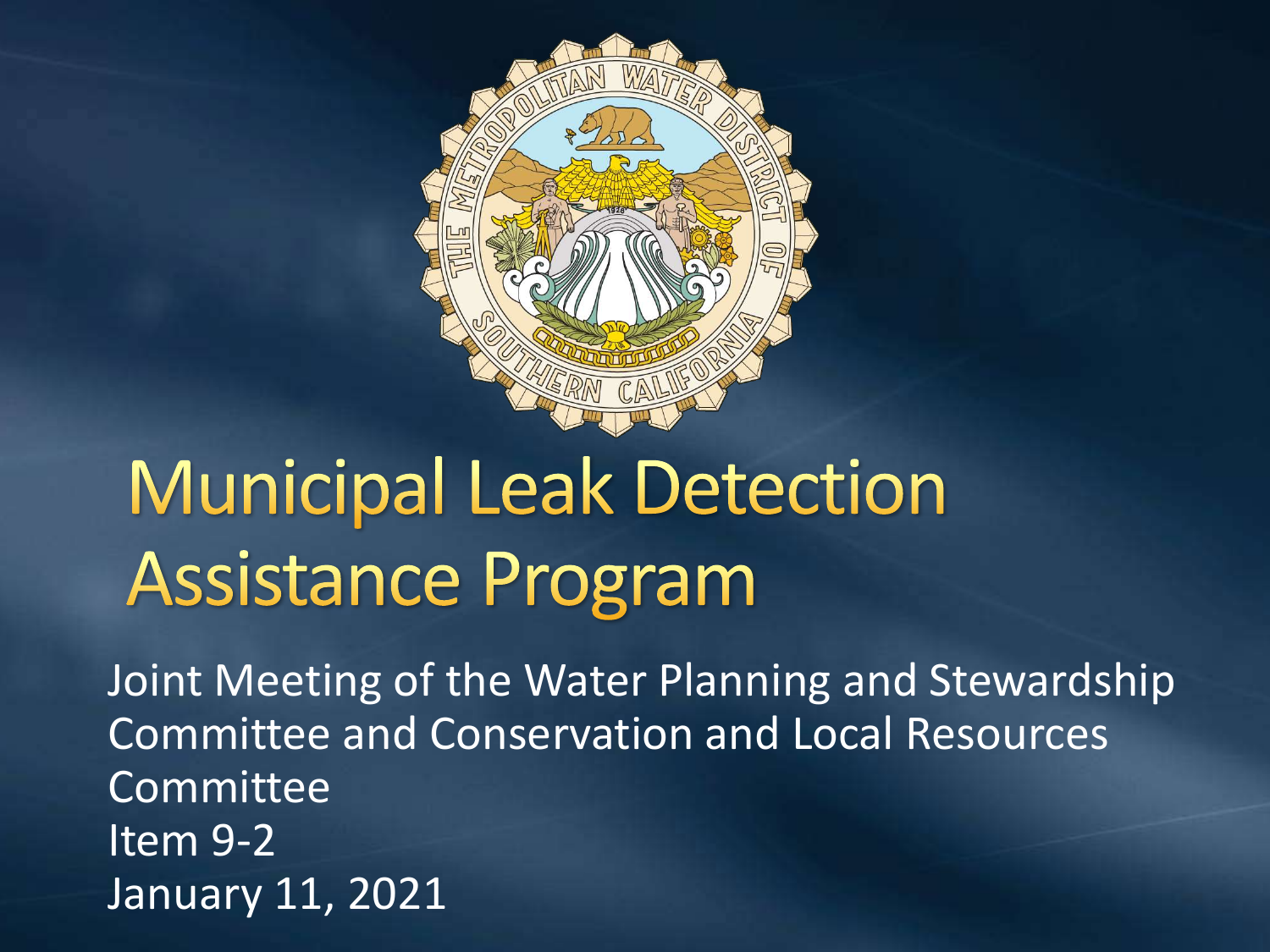# Municipal Leak Detection Assistance Program

Joint Meeting of the Water Planning and Stewardship Committee and Conservation and Local Resources Committee

Item 9-2

January 11, 2021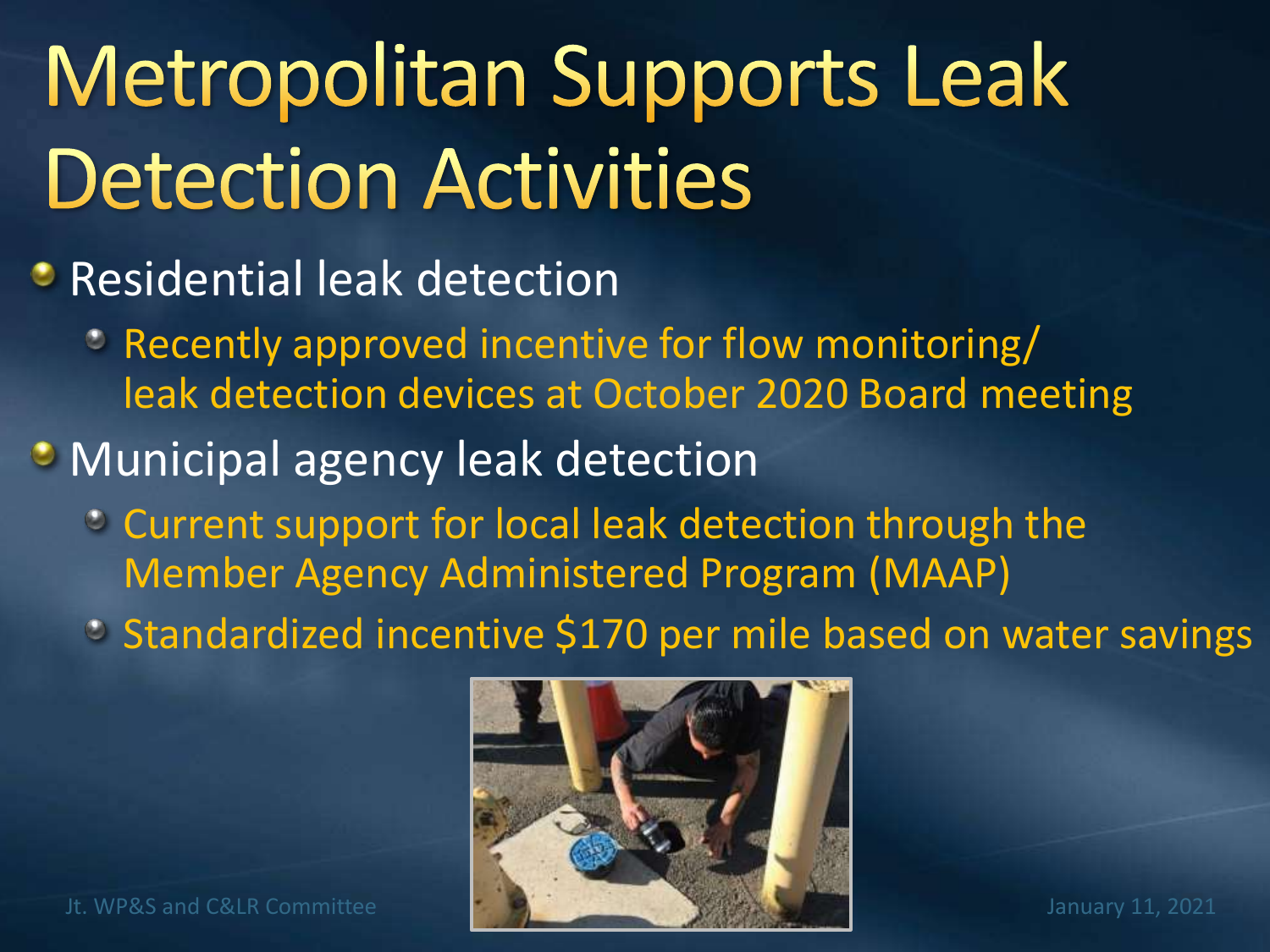# Metropolitan Supports Leak Detection Activities

- Residential leak detection
  - Recently approved incentive for flow monitoring/ leak detection devices at October 2020 Board meeting
- Municipal agency leak detection
  - Current support for local leak detection through the Member Agency Administered Program (MAAP)
  - Standardized incentive $170 per mile based on water savings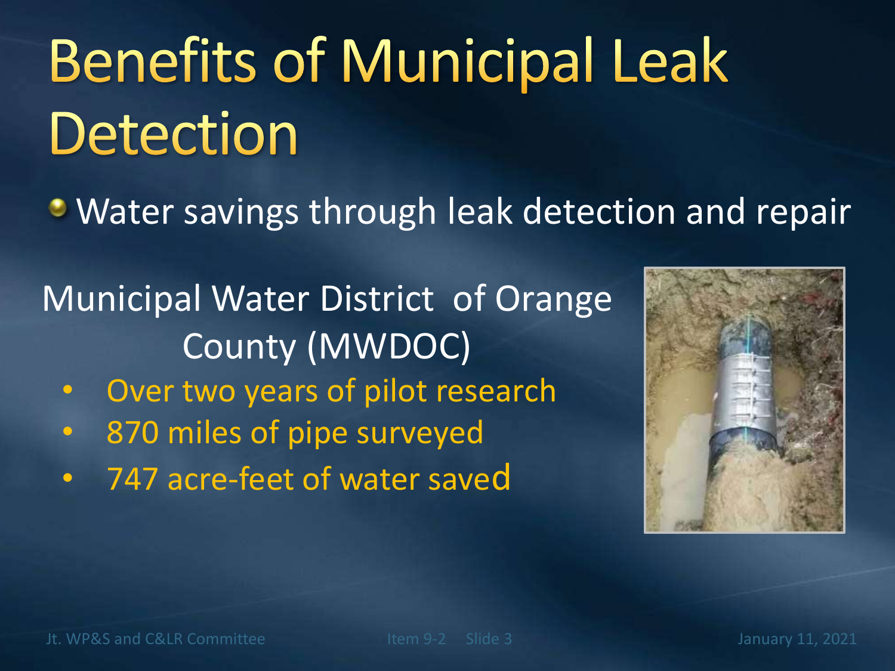# Benefits of Municipal Leak Detection

- Water savings through leak detection and repair

Municipal Water District of Orange County (MWDOC)

- Over two years of pilot research
- 870 miles of pipe surveyed
- 747 acre-feet of water saved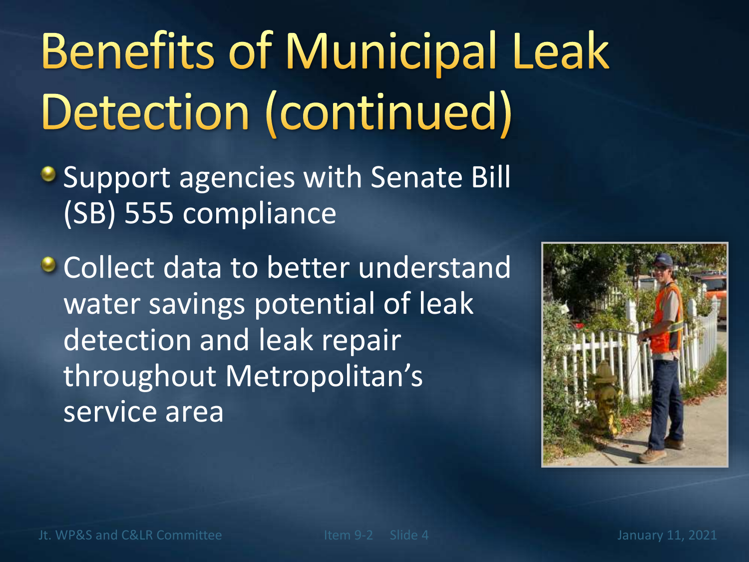# Benefits of Municipal Leak Detection (continued)

- Support agencies with Senate Bill (SB) 555 compliance
- Collect data to better understand water savings potential of leak detection and leak repair throughout Metropolitan's service area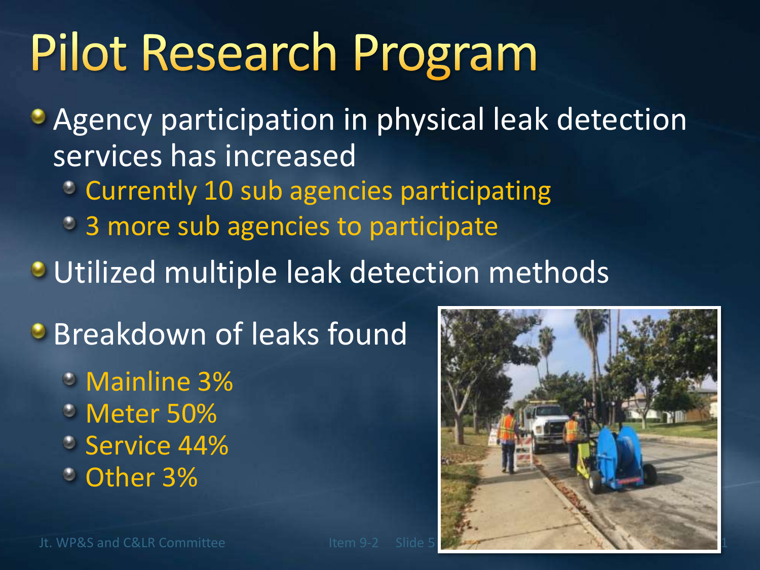# Pilot Research Program

- Agency participation in physical leak detection services has increased
  - Currently 10 sub agencies participating
  - 3 more sub agencies to participate
- Utilized multiple leak detection methods
- Breakdown of leaks found
  - Mainline 3%
  - Meter 50%
  - Service 44%
  - Other 3%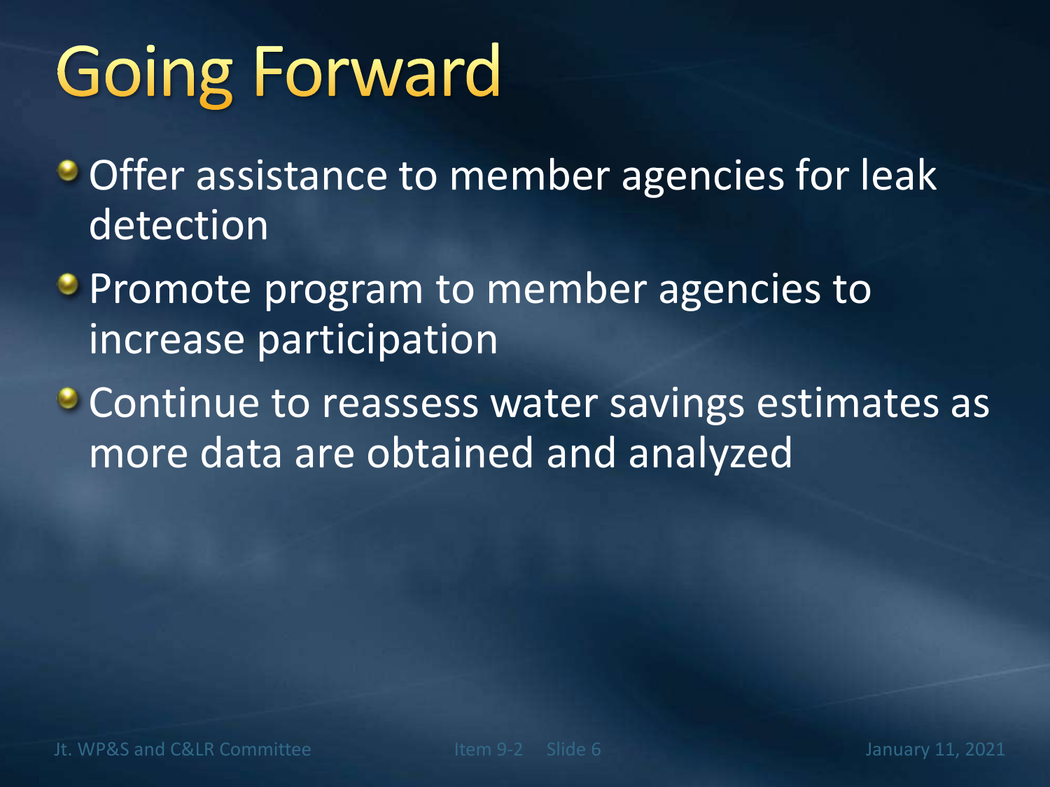# Going Forward

- Offer assistance to member agencies for leak detection
- Promote program to member agencies to increase participation
- Continue to reassess water savings estimates as more data are obtained and analyzed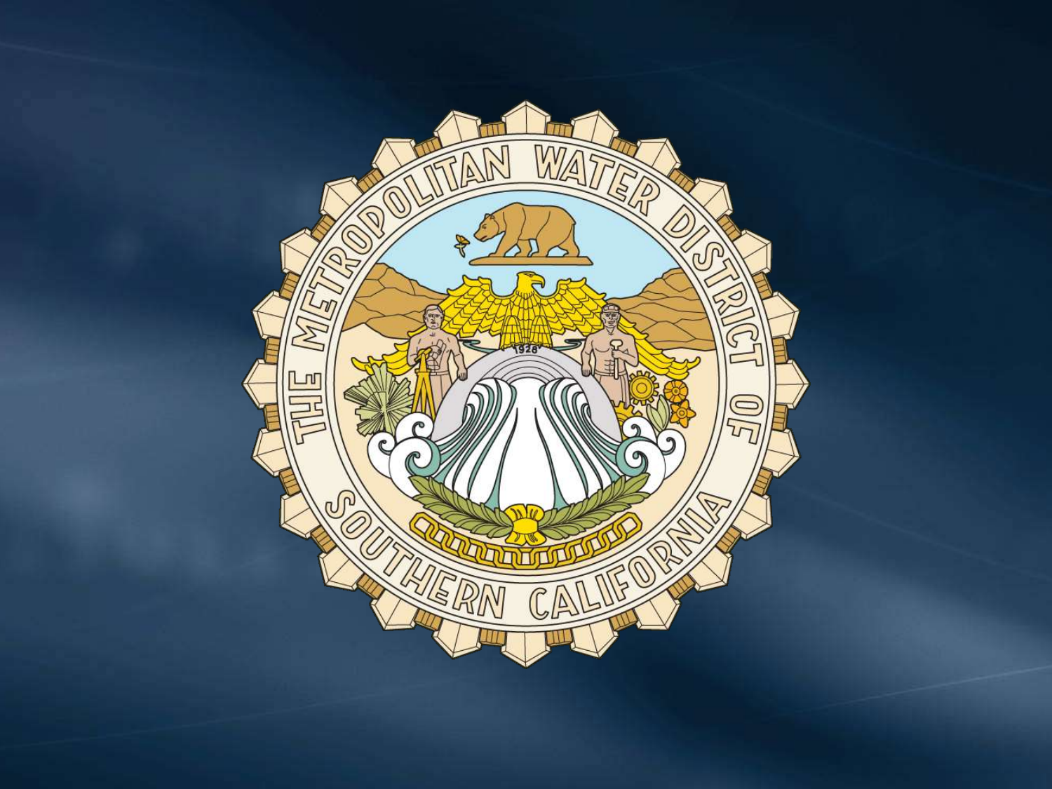THE METROPOLITAN WATER DISTRICT OF SOUTHERN CALIFORNIA

1928